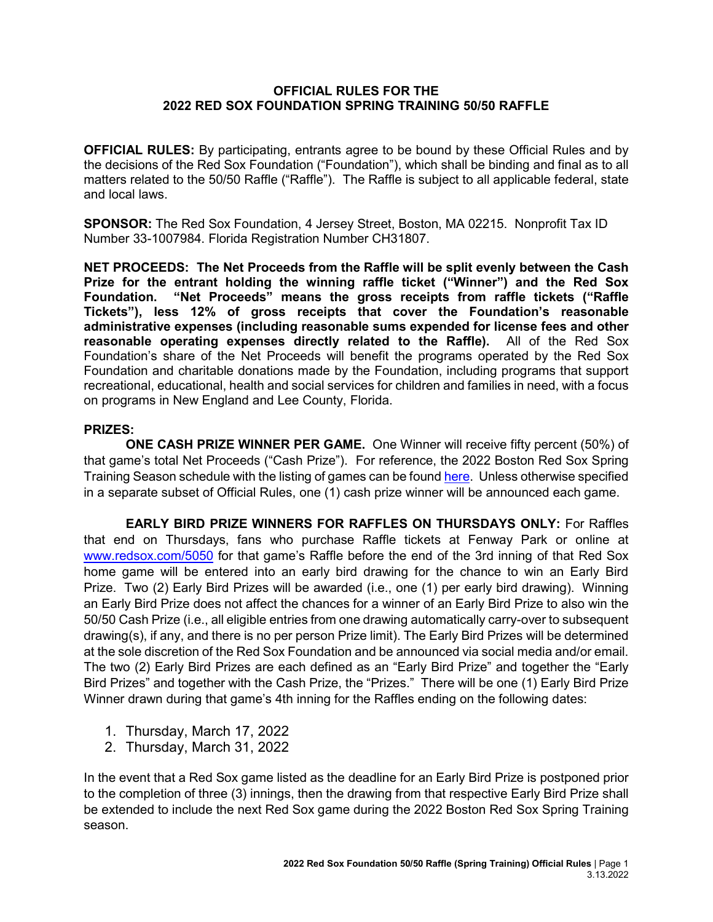**OFFICIAL RULES FOR THE**
**2022 RED SOX FOUNDATION SPRING TRAINING 50/50 RAFFLE**

**OFFICIAL RULES:** By participating, entrants agree to be bound by these Official Rules and by the decisions of the Red Sox Foundation ("Foundation"), which shall be binding and final as to all matters related to the 50/50 Raffle ("Raffle"). The Raffle is subject to all applicable federal, state and local laws.

**SPONSOR:** The Red Sox Foundation, 4 Jersey Street, Boston, MA 02215. Nonprofit Tax ID Number 33-1007984. Florida Registration Number CH31807.

**NET PROCEEDS: The Net Proceeds from the Raffle will be split evenly between the Cash Prize for the entrant holding the winning raffle ticket ("Winner") and the Red Sox Foundation. "Net Proceeds" means the gross receipts from raffle tickets ("Raffle Tickets"), less 12% of gross receipts that cover the Foundation's reasonable administrative expenses (including reasonable sums expended for license fees and other reasonable operating expenses directly related to the Raffle).** All of the Red Sox Foundation's share of the Net Proceeds will benefit the programs operated by the Red Sox Foundation and charitable donations made by the Foundation, including programs that support recreational, educational, health and social services for children and families in need, with a focus on programs in New England and Lee County, Florida.

**PRIZES:**

**ONE CASH PRIZE WINNER PER GAME.** One Winner will receive fifty percent (50%) of that game's total Net Proceeds ("Cash Prize"). For reference, the 2022 Boston Red Sox Spring Training Season schedule with the listing of games can be found here. Unless otherwise specified in a separate subset of Official Rules, one (1) cash prize winner will be announced each game.

**EARLY BIRD PRIZE WINNERS FOR RAFFLES ON THURSDAYS ONLY:** For Raffles that end on Thursdays, fans who purchase Raffle tickets at Fenway Park or online at www.redsox.com/5050 for that game's Raffle before the end of the 3rd inning of that Red Sox home game will be entered into an early bird drawing for the chance to win an Early Bird Prize. Two (2) Early Bird Prizes will be awarded (i.e., one (1) per early bird drawing). Winning an Early Bird Prize does not affect the chances for a winner of an Early Bird Prize to also win the 50/50 Cash Prize (i.e., all eligible entries from one drawing automatically carry-over to subsequent drawing(s), if any, and there is no per person Prize limit). The Early Bird Prizes will be determined at the sole discretion of the Red Sox Foundation and be announced via social media and/or email. The two (2) Early Bird Prizes are each defined as an "Early Bird Prize" and together the "Early Bird Prizes" and together with the Cash Prize, the "Prizes." There will be one (1) Early Bird Prize Winner drawn during that game's 4th inning for the Raffles ending on the following dates:

1. Thursday, March 17, 2022
2. Thursday, March 31, 2022

In the event that a Red Sox game listed as the deadline for an Early Bird Prize is postponed prior to the completion of three (3) innings, then the drawing from that respective Early Bird Prize shall be extended to include the next Red Sox game during the 2022 Boston Red Sox Spring Training season.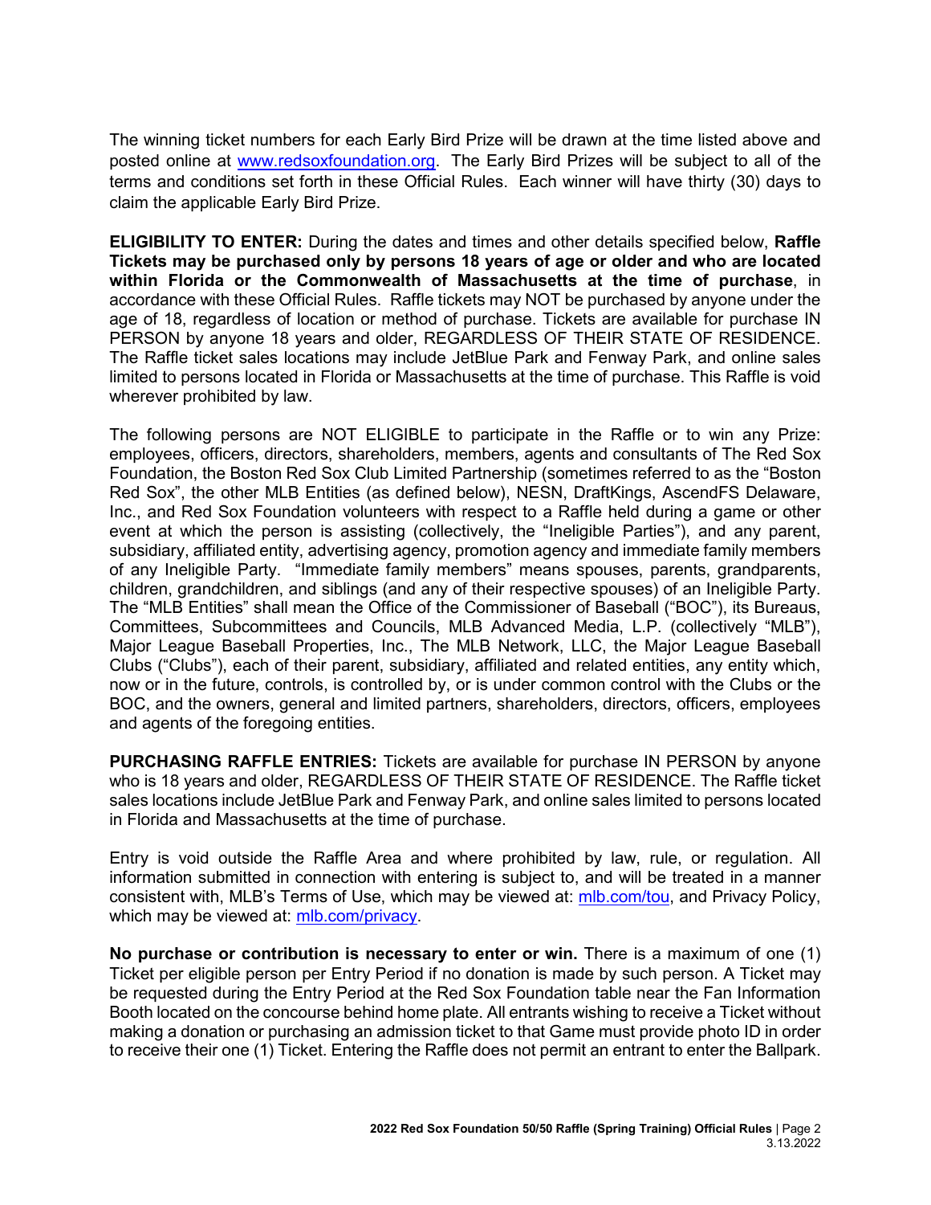The winning ticket numbers for each Early Bird Prize will be drawn at the time listed above and posted online at www.redsoxfoundation.org. The Early Bird Prizes will be subject to all of the terms and conditions set forth in these Official Rules. Each winner will have thirty (30) days to claim the applicable Early Bird Prize.

**ELIGIBILITY TO ENTER:** During the dates and times and other details specified below, **Raffle Tickets may be purchased only by persons 18 years of age or older and who are located within Florida or the Commonwealth of Massachusetts at the time of purchase**, in accordance with these Official Rules. Raffle tickets may NOT be purchased by anyone under the age of 18, regardless of location or method of purchase. Tickets are available for purchase IN PERSON by anyone 18 years and older, REGARDLESS OF THEIR STATE OF RESIDENCE. The Raffle ticket sales locations may include JetBlue Park and Fenway Park, and online sales limited to persons located in Florida or Massachusetts at the time of purchase. This Raffle is void wherever prohibited by law.

The following persons are NOT ELIGIBLE to participate in the Raffle or to win any Prize: employees, officers, directors, shareholders, members, agents and consultants of The Red Sox Foundation, the Boston Red Sox Club Limited Partnership (sometimes referred to as the "Boston Red Sox", the other MLB Entities (as defined below), NESN, DraftKings, AscendFS Delaware, Inc., and Red Sox Foundation volunteers with respect to a Raffle held during a game or other event at which the person is assisting (collectively, the "Ineligible Parties"), and any parent, subsidiary, affiliated entity, advertising agency, promotion agency and immediate family members of any Ineligible Party. "Immediate family members" means spouses, parents, grandparents, children, grandchildren, and siblings (and any of their respective spouses) of an Ineligible Party. The "MLB Entities" shall mean the Office of the Commissioner of Baseball ("BOC"), its Bureaus, Committees, Subcommittees and Councils, MLB Advanced Media, L.P. (collectively "MLB"), Major League Baseball Properties, Inc., The MLB Network, LLC, the Major League Baseball Clubs ("Clubs"), each of their parent, subsidiary, affiliated and related entities, any entity which, now or in the future, controls, is controlled by, or is under common control with the Clubs or the BOC, and the owners, general and limited partners, shareholders, directors, officers, employees and agents of the foregoing entities.

**PURCHASING RAFFLE ENTRIES:** Tickets are available for purchase IN PERSON by anyone who is 18 years and older, REGARDLESS OF THEIR STATE OF RESIDENCE. The Raffle ticket sales locations include JetBlue Park and Fenway Park, and online sales limited to persons located in Florida and Massachusetts at the time of purchase.

Entry is void outside the Raffle Area and where prohibited by law, rule, or regulation. All information submitted in connection with entering is subject to, and will be treated in a manner consistent with, MLB's Terms of Use, which may be viewed at: mlb.com/tou, and Privacy Policy, which may be viewed at: mlb.com/privacy.

**No purchase or contribution is necessary to enter or win.** There is a maximum of one (1) Ticket per eligible person per Entry Period if no donation is made by such person. A Ticket may be requested during the Entry Period at the Red Sox Foundation table near the Fan Information Booth located on the concourse behind home plate. All entrants wishing to receive a Ticket without making a donation or purchasing an admission ticket to that Game must provide photo ID in order to receive their one (1) Ticket. Entering the Raffle does not permit an entrant to enter the Ballpark.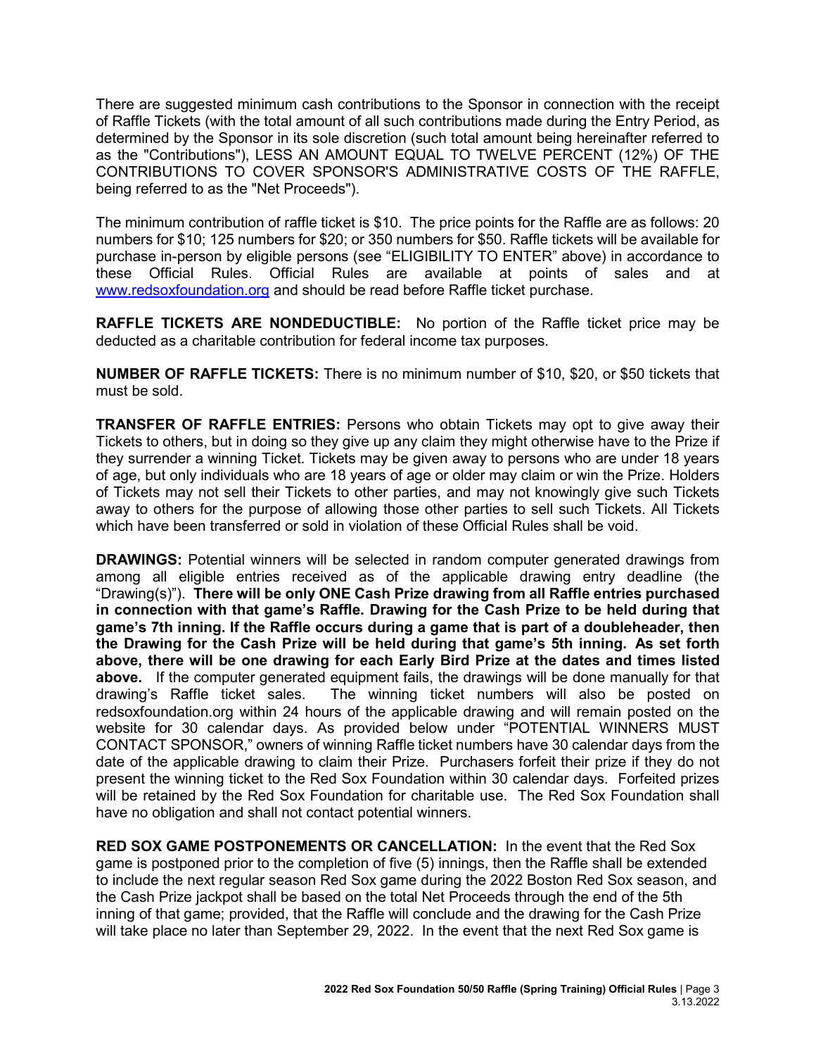There are suggested minimum cash contributions to the Sponsor in connection with the receipt of Raffle Tickets (with the total amount of all such contributions made during the Entry Period, as determined by the Sponsor in its sole discretion (such total amount being hereinafter referred to as the "Contributions"), LESS AN AMOUNT EQUAL TO TWELVE PERCENT (12%) OF THE CONTRIBUTIONS TO COVER SPONSOR'S ADMINISTRATIVE COSTS OF THE RAFFLE, being referred to as the "Net Proceeds").

The minimum contribution of raffle ticket is $10. The price points for the Raffle are as follows: 20 numbers for $10; 125 numbers for $20; or 350 numbers for $50. Raffle tickets will be available for purchase in-person by eligible persons (see "ELIGIBILITY TO ENTER" above) in accordance to these Official Rules. Official Rules are available at points of sales and at [www.redsoxfoundation.org](http://www.redsoxfoundation.org) and should be read before Raffle ticket purchase.

**RAFFLE TICKETS ARE NONDEDUCTIBLE:** No portion of the Raffle ticket price may be deducted as a charitable contribution for federal income tax purposes.

**NUMBER OF RAFFLE TICKETS:** There is no minimum number of $10, $20, or $50 tickets that must be sold.

**TRANSFER OF RAFFLE ENTRIES:** Persons who obtain Tickets may opt to give away their Tickets to others, but in doing so they give up any claim they might otherwise have to the Prize if they surrender a winning Ticket. Tickets may be given away to persons who are under 18 years of age, but only individuals who are 18 years of age or older may claim or win the Prize. Holders of Tickets may not sell their Tickets to other parties, and may not knowingly give such Tickets away to others for the purpose of allowing those other parties to sell such Tickets. All Tickets which have been transferred or sold in violation of these Official Rules shall be void.

**DRAWINGS:** Potential winners will be selected in random computer generated drawings from among all eligible entries received as of the applicable drawing entry deadline (the "Drawing(s)"). **There will be only ONE Cash Prize drawing from all Raffle entries purchased in connection with that game's Raffle. Drawing for the Cash Prize to be held during that game's 7th inning. If the Raffle occurs during a game that is part of a doubleheader, then the Drawing for the Cash Prize will be held during that game's 5th inning. As set forth above, there will be one drawing for each Early Bird Prize at the dates and times listed above.** If the computer generated equipment fails, the drawings will be done manually for that drawing's Raffle ticket sales. The winning ticket numbers will also be posted on redsoxfoundation.org within 24 hours of the applicable drawing and will remain posted on the website for 30 calendar days. As provided below under "POTENTIAL WINNERS MUST CONTACT SPONSOR," owners of winning Raffle ticket numbers have 30 calendar days from the date of the applicable drawing to claim their Prize. Purchasers forfeit their prize if they do not present the winning ticket to the Red Sox Foundation within 30 calendar days. Forfeited prizes will be retained by the Red Sox Foundation for charitable use. The Red Sox Foundation shall have no obligation and shall not contact potential winners.

**RED SOX GAME POSTPONEMENTS OR CANCELLATION:** In the event that the Red Sox game is postponed prior to the completion of five (5) innings, then the Raffle shall be extended to include the next regular season Red Sox game during the 2022 Boston Red Sox season, and the Cash Prize jackpot shall be based on the total Net Proceeds through the end of the 5th inning of that game; provided, that the Raffle will conclude and the drawing for the Cash Prize will take place no later than September 29, 2022. In the event that the next Red Sox game is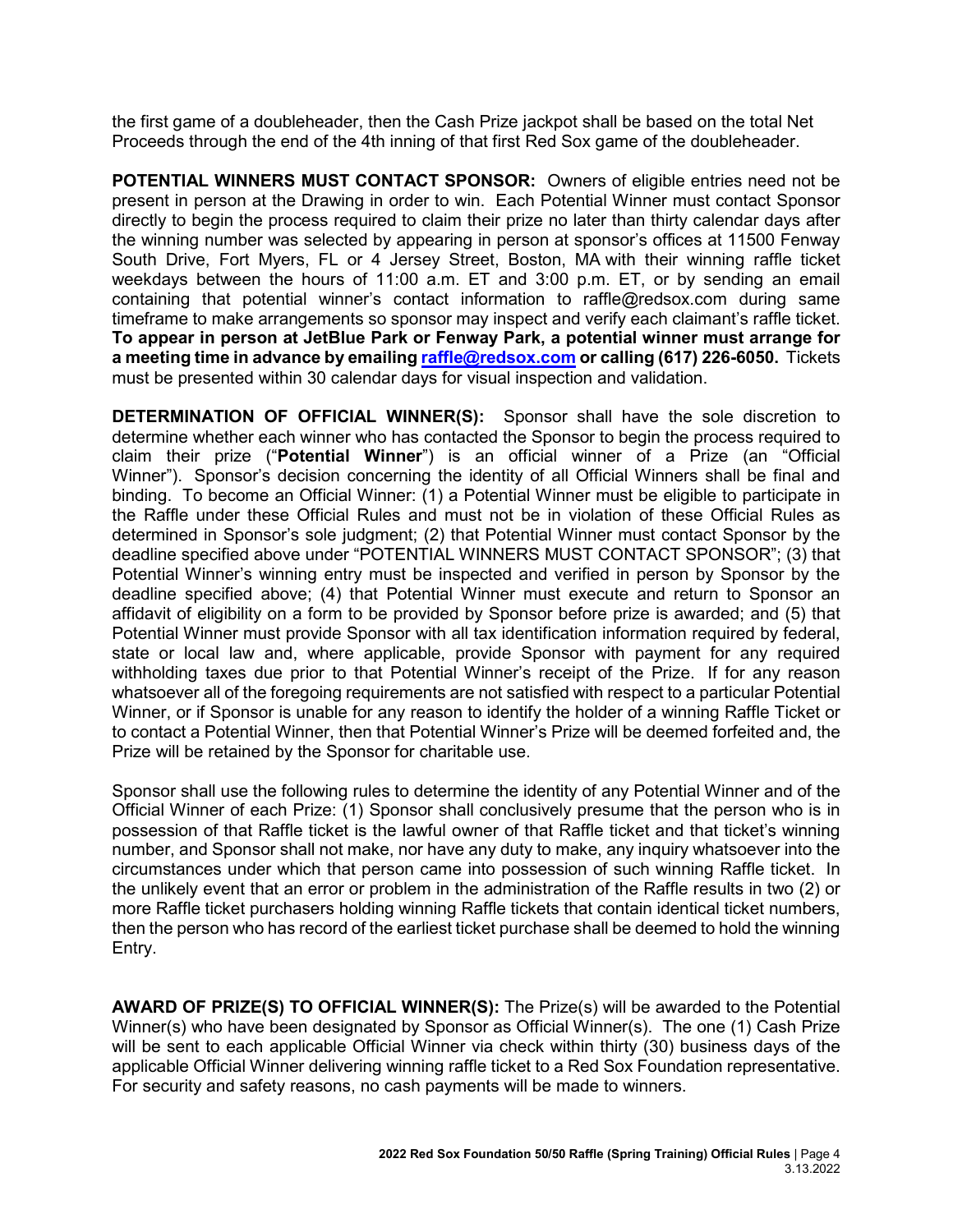the first game of a doubleheader, then the Cash Prize jackpot shall be based on the total Net Proceeds through the end of the 4th inning of that first Red Sox game of the doubleheader.

**POTENTIAL WINNERS MUST CONTACT SPONSOR:** Owners of eligible entries need not be present in person at the Drawing in order to win. Each Potential Winner must contact Sponsor directly to begin the process required to claim their prize no later than thirty calendar days after the winning number was selected by appearing in person at sponsor's offices at 11500 Fenway South Drive, Fort Myers, FL or 4 Jersey Street, Boston, MA with their winning raffle ticket weekdays between the hours of 11:00 a.m. ET and 3:00 p.m. ET, or by sending an email containing that potential winner's contact information to raffle@redsox.com during same timeframe to make arrangements so sponsor may inspect and verify each claimant's raffle ticket. **To appear in person at JetBlue Park or Fenway Park, a potential winner must arrange for a meeting time in advance by emailing raffle@redsox.com or calling (617) 226-6050.** Tickets must be presented within 30 calendar days for visual inspection and validation.

**DETERMINATION OF OFFICIAL WINNER(S):** Sponsor shall have the sole discretion to determine whether each winner who has contacted the Sponsor to begin the process required to claim their prize ("**Potential Winner**") is an official winner of a Prize (an "Official Winner"). Sponsor's decision concerning the identity of all Official Winners shall be final and binding. To become an Official Winner: (1) a Potential Winner must be eligible to participate in the Raffle under these Official Rules and must not be in violation of these Official Rules as determined in Sponsor's sole judgment; (2) that Potential Winner must contact Sponsor by the deadline specified above under "POTENTIAL WINNERS MUST CONTACT SPONSOR"; (3) that Potential Winner's winning entry must be inspected and verified in person by Sponsor by the deadline specified above; (4) that Potential Winner must execute and return to Sponsor an affidavit of eligibility on a form to be provided by Sponsor before prize is awarded; and (5) that Potential Winner must provide Sponsor with all tax identification information required by federal, state or local law and, where applicable, provide Sponsor with payment for any required withholding taxes due prior to that Potential Winner's receipt of the Prize. If for any reason whatsoever all of the foregoing requirements are not satisfied with respect to a particular Potential Winner, or if Sponsor is unable for any reason to identify the holder of a winning Raffle Ticket or to contact a Potential Winner, then that Potential Winner's Prize will be deemed forfeited and, the Prize will be retained by the Sponsor for charitable use.

Sponsor shall use the following rules to determine the identity of any Potential Winner and of the Official Winner of each Prize: (1) Sponsor shall conclusively presume that the person who is in possession of that Raffle ticket is the lawful owner of that Raffle ticket and that ticket's winning number, and Sponsor shall not make, nor have any duty to make, any inquiry whatsoever into the circumstances under which that person came into possession of such winning Raffle ticket. In the unlikely event that an error or problem in the administration of the Raffle results in two (2) or more Raffle ticket purchasers holding winning Raffle tickets that contain identical ticket numbers, then the person who has record of the earliest ticket purchase shall be deemed to hold the winning Entry.

**AWARD OF PRIZE(S) TO OFFICIAL WINNER(S):** The Prize(s) will be awarded to the Potential Winner(s) who have been designated by Sponsor as Official Winner(s). The one (1) Cash Prize will be sent to each applicable Official Winner via check within thirty (30) business days of the applicable Official Winner delivering winning raffle ticket to a Red Sox Foundation representative. For security and safety reasons, no cash payments will be made to winners.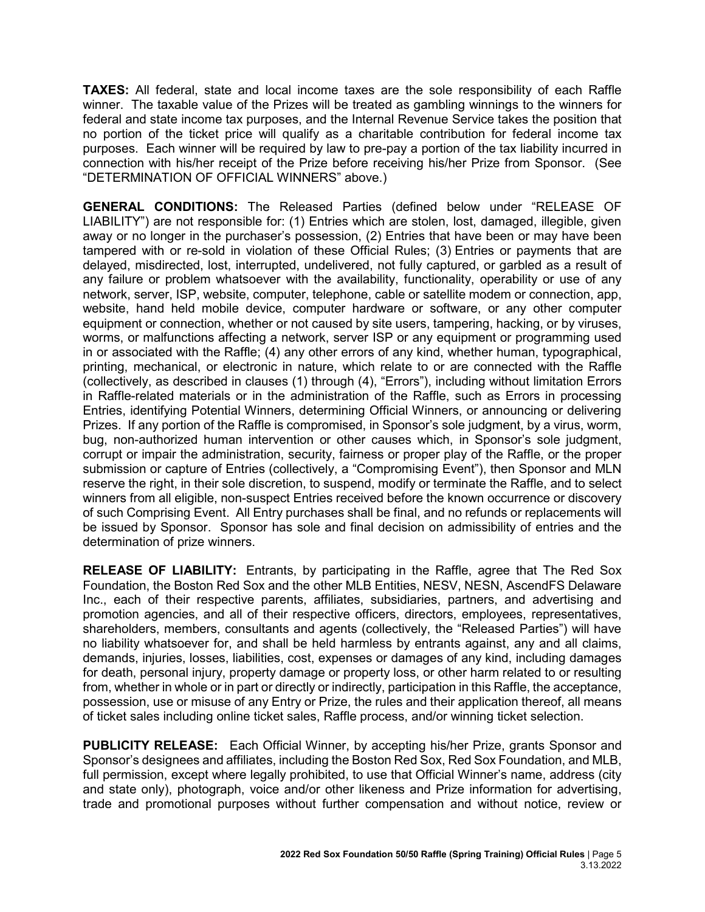**TAXES:** All federal, state and local income taxes are the sole responsibility of each Raffle winner. The taxable value of the Prizes will be treated as gambling winnings to the winners for federal and state income tax purposes, and the Internal Revenue Service takes the position that no portion of the ticket price will qualify as a charitable contribution for federal income tax purposes. Each winner will be required by law to pre-pay a portion of the tax liability incurred in connection with his/her receipt of the Prize before receiving his/her Prize from Sponsor. (See "DETERMINATION OF OFFICIAL WINNERS" above.)

**GENERAL CONDITIONS:** The Released Parties (defined below under "RELEASE OF LIABILITY") are not responsible for: (1) Entries which are stolen, lost, damaged, illegible, given away or no longer in the purchaser's possession, (2) Entries that have been or may have been tampered with or re-sold in violation of these Official Rules; (3) Entries or payments that are delayed, misdirected, lost, interrupted, undelivered, not fully captured, or garbled as a result of any failure or problem whatsoever with the availability, functionality, operability or use of any network, server, ISP, website, computer, telephone, cable or satellite modem or connection, app, website, hand held mobile device, computer hardware or software, or any other computer equipment or connection, whether or not caused by site users, tampering, hacking, or by viruses, worms, or malfunctions affecting a network, server ISP or any equipment or programming used in or associated with the Raffle; (4) any other errors of any kind, whether human, typographical, printing, mechanical, or electronic in nature, which relate to or are connected with the Raffle (collectively, as described in clauses (1) through (4), "Errors"), including without limitation Errors in Raffle-related materials or in the administration of the Raffle, such as Errors in processing Entries, identifying Potential Winners, determining Official Winners, or announcing or delivering Prizes. If any portion of the Raffle is compromised, in Sponsor's sole judgment, by a virus, worm, bug, non-authorized human intervention or other causes which, in Sponsor's sole judgment, corrupt or impair the administration, security, fairness or proper play of the Raffle, or the proper submission or capture of Entries (collectively, a "Compromising Event"), then Sponsor and MLN reserve the right, in their sole discretion, to suspend, modify or terminate the Raffle, and to select winners from all eligible, non-suspect Entries received before the known occurrence or discovery of such Comprising Event. All Entry purchases shall be final, and no refunds or replacements will be issued by Sponsor. Sponsor has sole and final decision on admissibility of entries and the determination of prize winners.

**RELEASE OF LIABILITY:** Entrants, by participating in the Raffle, agree that The Red Sox Foundation, the Boston Red Sox and the other MLB Entities, NESV, NESN, AscendFS Delaware Inc., each of their respective parents, affiliates, subsidiaries, partners, and advertising and promotion agencies, and all of their respective officers, directors, employees, representatives, shareholders, members, consultants and agents (collectively, the "Released Parties") will have no liability whatsoever for, and shall be held harmless by entrants against, any and all claims, demands, injuries, losses, liabilities, cost, expenses or damages of any kind, including damages for death, personal injury, property damage or property loss, or other harm related to or resulting from, whether in whole or in part or directly or indirectly, participation in this Raffle, the acceptance, possession, use or misuse of any Entry or Prize, the rules and their application thereof, all means of ticket sales including online ticket sales, Raffle process, and/or winning ticket selection.

**PUBLICITY RELEASE:** Each Official Winner, by accepting his/her Prize, grants Sponsor and Sponsor's designees and affiliates, including the Boston Red Sox, Red Sox Foundation, and MLB, full permission, except where legally prohibited, to use that Official Winner's name, address (city and state only), photograph, voice and/or other likeness and Prize information for advertising, trade and promotional purposes without further compensation and without notice, review or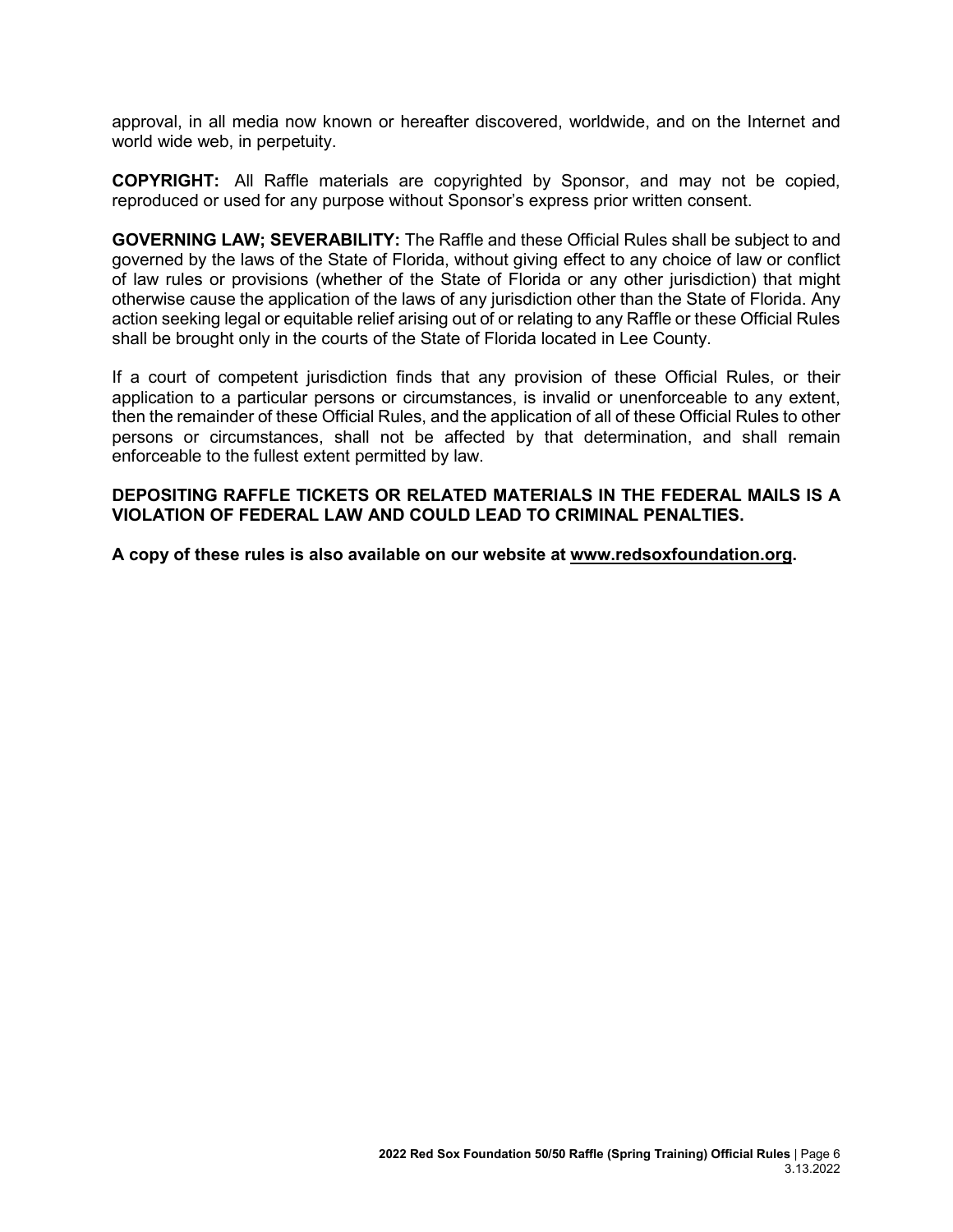approval, in all media now known or hereafter discovered, worldwide, and on the Internet and world wide web, in perpetuity.

**COPYRIGHT:** All Raffle materials are copyrighted by Sponsor, and may not be copied, reproduced or used for any purpose without Sponsor's express prior written consent.

**GOVERNING LAW; SEVERABILITY:** The Raffle and these Official Rules shall be subject to and governed by the laws of the State of Florida, without giving effect to any choice of law or conflict of law rules or provisions (whether of the State of Florida or any other jurisdiction) that might otherwise cause the application of the laws of any jurisdiction other than the State of Florida. Any action seeking legal or equitable relief arising out of or relating to any Raffle or these Official Rules shall be brought only in the courts of the State of Florida located in Lee County.

If a court of competent jurisdiction finds that any provision of these Official Rules, or their application to a particular persons or circumstances, is invalid or unenforceable to any extent, then the remainder of these Official Rules, and the application of all of these Official Rules to other persons or circumstances, shall not be affected by that determination, and shall remain enforceable to the fullest extent permitted by law.

**DEPOSITING RAFFLE TICKETS OR RELATED MATERIALS IN THE FEDERAL MAILS IS A VIOLATION OF FEDERAL LAW AND COULD LEAD TO CRIMINAL PENALTIES.**

**A copy of these rules is also available on our website at [www.redsoxfoundation.org](http://www.redsoxfoundation.org).**